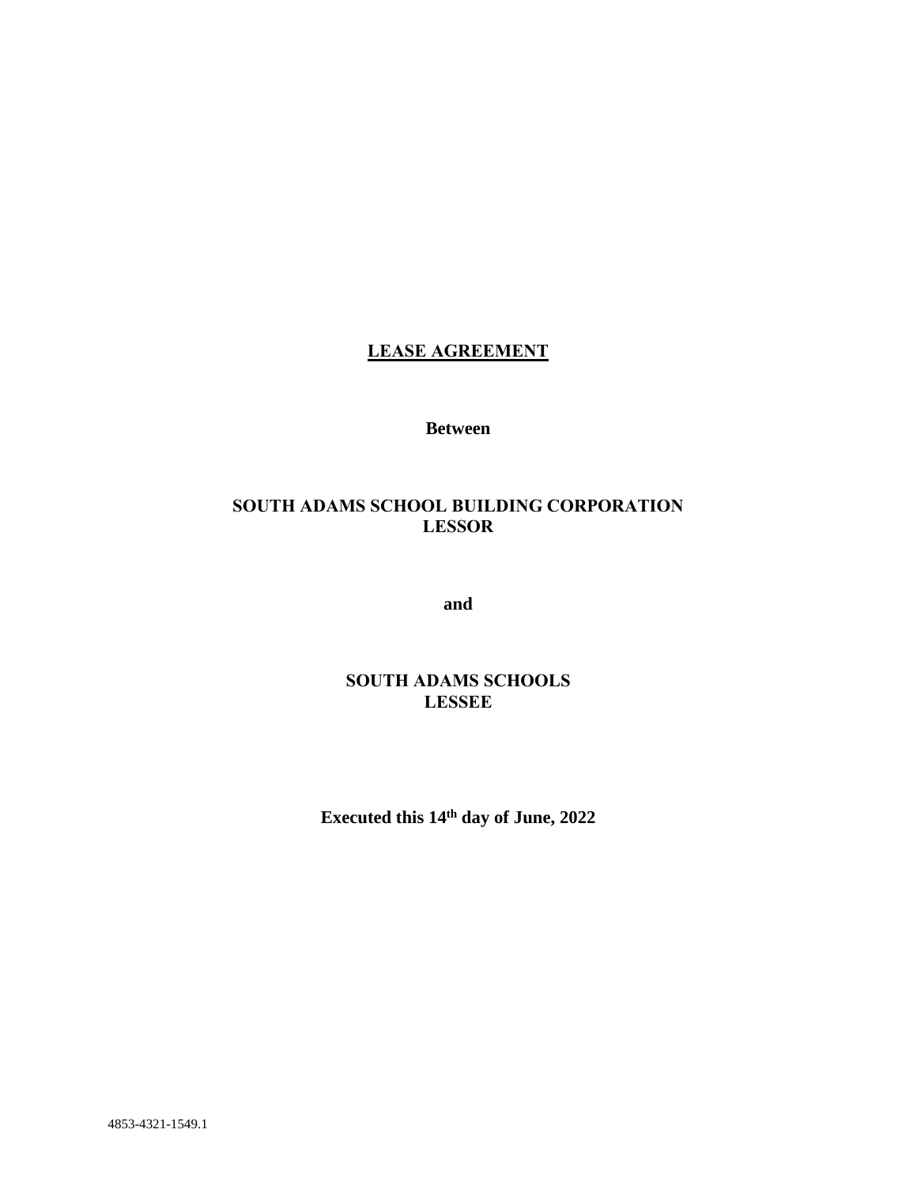# LEASE AGREEMENT

**Between**

**SOUTH ADAMS SCHOOL BUILDING CORPORATION**
**LESSOR**

**and**

**SOUTH ADAMS SCHOOLS**
**LESSEE**

**Executed this 14th day of June, 2022**

4853-4321-1549.1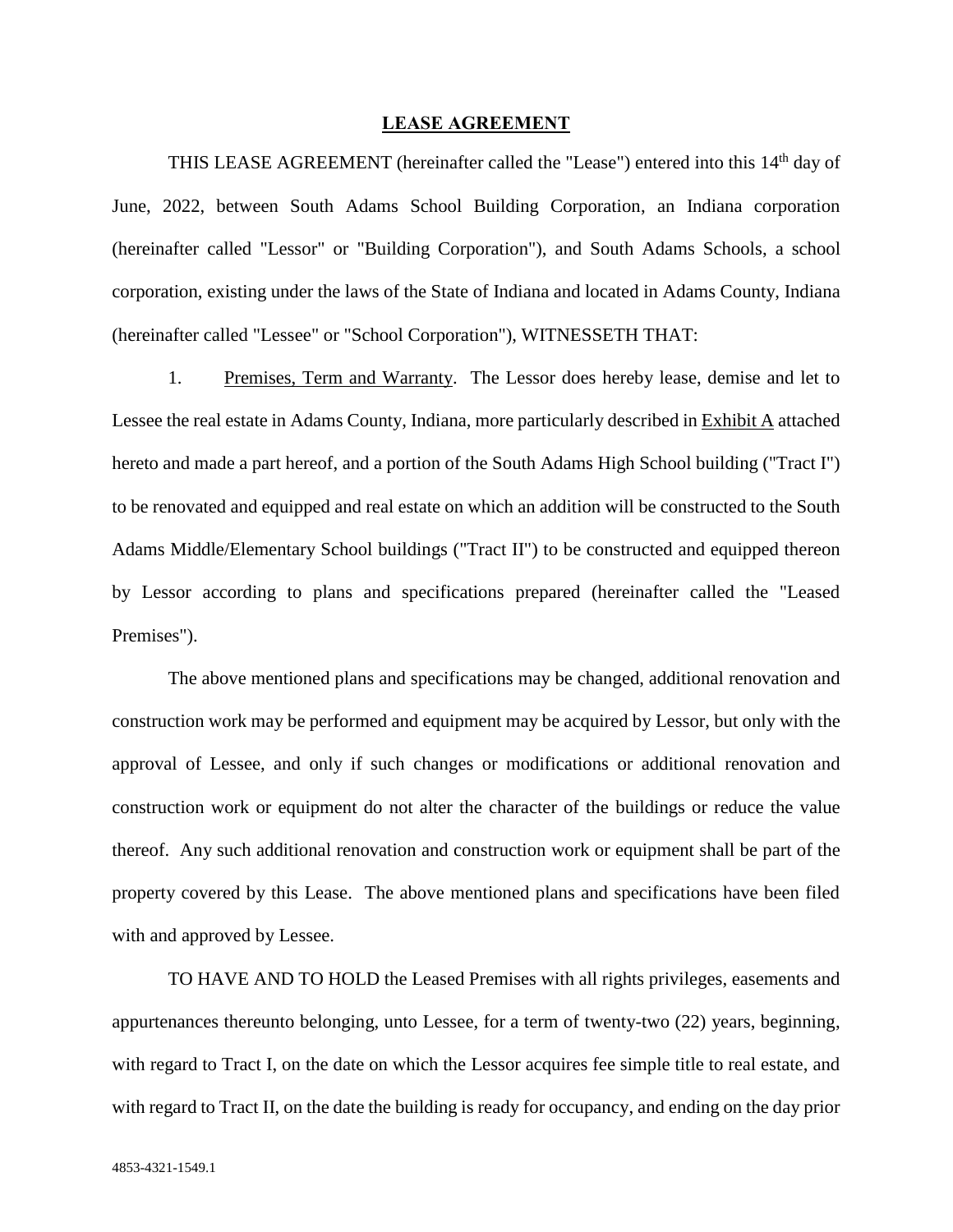# LEASE AGREEMENT

THIS LEASE AGREEMENT (hereinafter called the "Lease") entered into this 14th day of June, 2022, between South Adams School Building Corporation, an Indiana corporation (hereinafter called "Lessor" or "Building Corporation"), and South Adams Schools, a school corporation, existing under the laws of the State of Indiana and located in Adams County, Indiana (hereinafter called "Lessee" or "School Corporation"), WITNESSETH THAT:

1. Premises, Term and Warranty. The Lessor does hereby lease, demise and let to Lessee the real estate in Adams County, Indiana, more particularly described in Exhibit A attached hereto and made a part hereof, and a portion of the South Adams High School building ("Tract I") to be renovated and equipped and real estate on which an addition will be constructed to the South Adams Middle/Elementary School buildings ("Tract II") to be constructed and equipped thereon by Lessor according to plans and specifications prepared (hereinafter called the "Leased Premises").

The above mentioned plans and specifications may be changed, additional renovation and construction work may be performed and equipment may be acquired by Lessor, but only with the approval of Lessee, and only if such changes or modifications or additional renovation and construction work or equipment do not alter the character of the buildings or reduce the value thereof. Any such additional renovation and construction work or equipment shall be part of the property covered by this Lease. The above mentioned plans and specifications have been filed with and approved by Lessee.

TO HAVE AND TO HOLD the Leased Premises with all rights privileges, easements and appurtenances thereunto belonging, unto Lessee, for a term of twenty-two (22) years, beginning, with regard to Tract I, on the date on which the Lessor acquires fee simple title to real estate, and with regard to Tract II, on the date the building is ready for occupancy, and ending on the day prior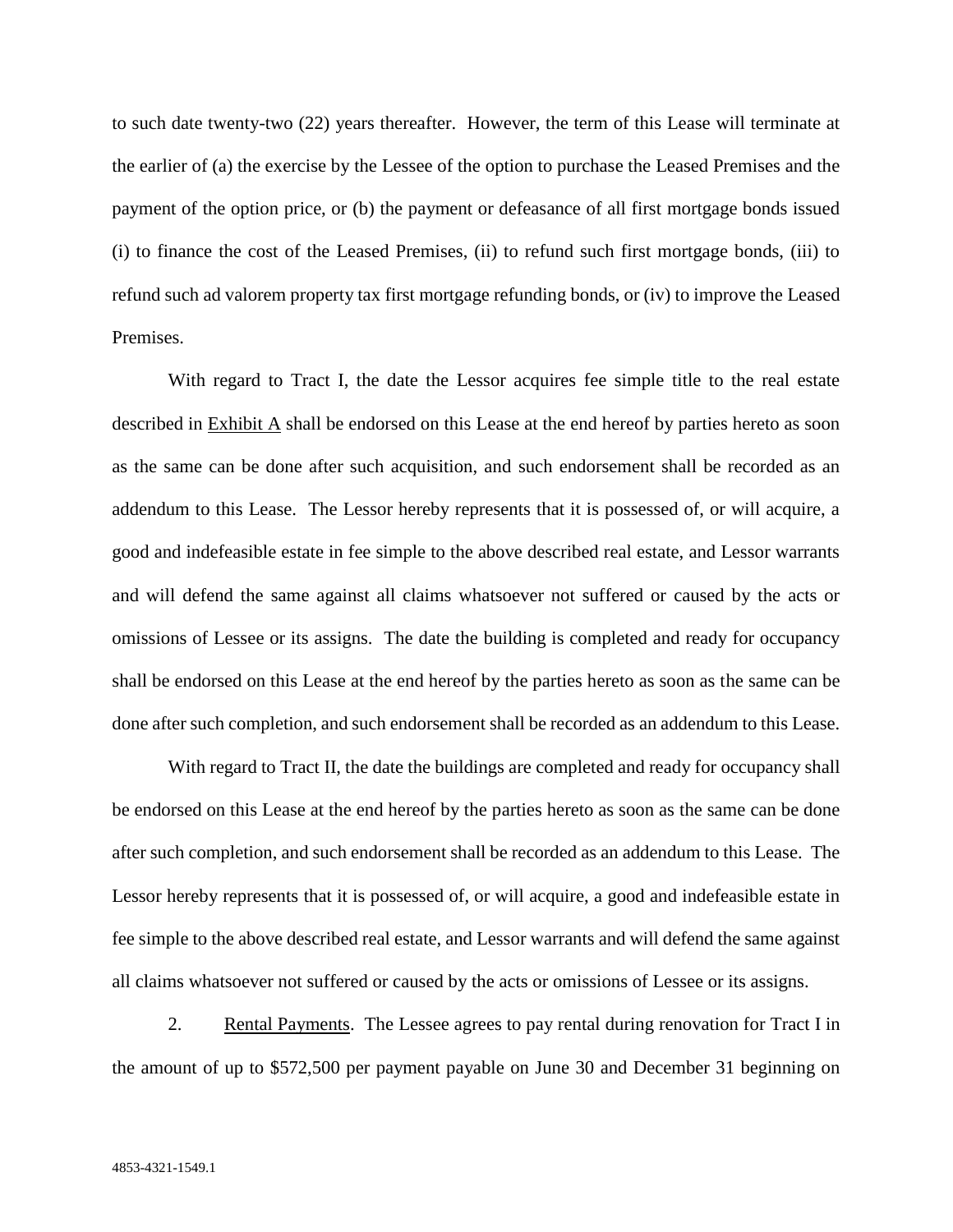to such date twenty-two (22) years thereafter. However, the term of this Lease will terminate at the earlier of (a) the exercise by the Lessee of the option to purchase the Leased Premises and the payment of the option price, or (b) the payment or defeasance of all first mortgage bonds issued (i) to finance the cost of the Leased Premises, (ii) to refund such first mortgage bonds, (iii) to refund such ad valorem property tax first mortgage refunding bonds, or (iv) to improve the Leased Premises.

With regard to Tract I, the date the Lessor acquires fee simple title to the real estate described in Exhibit A shall be endorsed on this Lease at the end hereof by parties hereto as soon as the same can be done after such acquisition, and such endorsement shall be recorded as an addendum to this Lease. The Lessor hereby represents that it is possessed of, or will acquire, a good and indefeasible estate in fee simple to the above described real estate, and Lessor warrants and will defend the same against all claims whatsoever not suffered or caused by the acts or omissions of Lessee or its assigns. The date the building is completed and ready for occupancy shall be endorsed on this Lease at the end hereof by the parties hereto as soon as the same can be done after such completion, and such endorsement shall be recorded as an addendum to this Lease.

With regard to Tract II, the date the buildings are completed and ready for occupancy shall be endorsed on this Lease at the end hereof by the parties hereto as soon as the same can be done after such completion, and such endorsement shall be recorded as an addendum to this Lease. The Lessor hereby represents that it is possessed of, or will acquire, a good and indefeasible estate in fee simple to the above described real estate, and Lessor warrants and will defend the same against all claims whatsoever not suffered or caused by the acts or omissions of Lessee or its assigns.

2. Rental Payments. The Lessee agrees to pay rental during renovation for Tract I in the amount of up to $572,500 per payment payable on June 30 and December 31 beginning on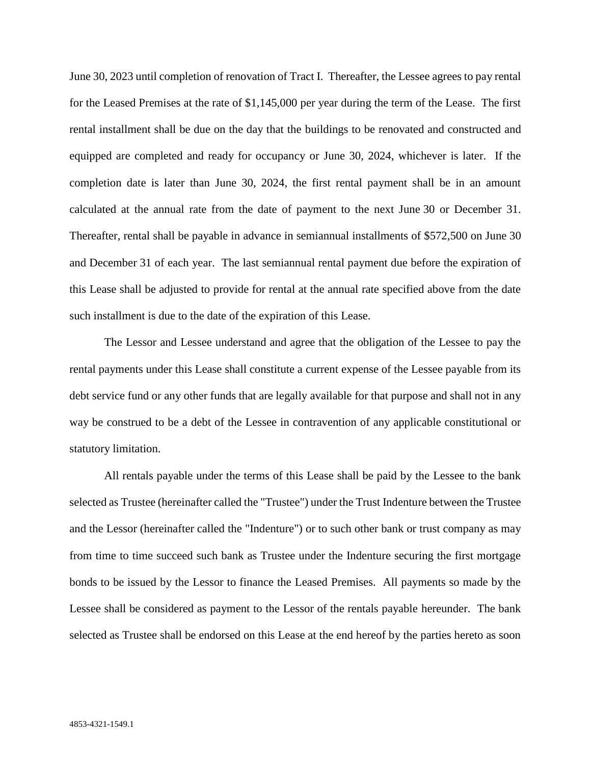June 30, 2023 until completion of renovation of Tract I. Thereafter, the Lessee agrees to pay rental for the Leased Premises at the rate of $1,145,000 per year during the term of the Lease. The first rental installment shall be due on the day that the buildings to be renovated and constructed and equipped are completed and ready for occupancy or June 30, 2024, whichever is later. If the completion date is later than June 30, 2024, the first rental payment shall be in an amount calculated at the annual rate from the date of payment to the next June 30 or December 31. Thereafter, rental shall be payable in advance in semiannual installments of $572,500 on June 30 and December 31 of each year. The last semiannual rental payment due before the expiration of this Lease shall be adjusted to provide for rental at the annual rate specified above from the date such installment is due to the date of the expiration of this Lease.

The Lessor and Lessee understand and agree that the obligation of the Lessee to pay the rental payments under this Lease shall constitute a current expense of the Lessee payable from its debt service fund or any other funds that are legally available for that purpose and shall not in any way be construed to be a debt of the Lessee in contravention of any applicable constitutional or statutory limitation.

All rentals payable under the terms of this Lease shall be paid by the Lessee to the bank selected as Trustee (hereinafter called the "Trustee") under the Trust Indenture between the Trustee and the Lessor (hereinafter called the "Indenture") or to such other bank or trust company as may from time to time succeed such bank as Trustee under the Indenture securing the first mortgage bonds to be issued by the Lessor to finance the Leased Premises. All payments so made by the Lessee shall be considered as payment to the Lessor of the rentals payable hereunder. The bank selected as Trustee shall be endorsed on this Lease at the end hereof by the parties hereto as soon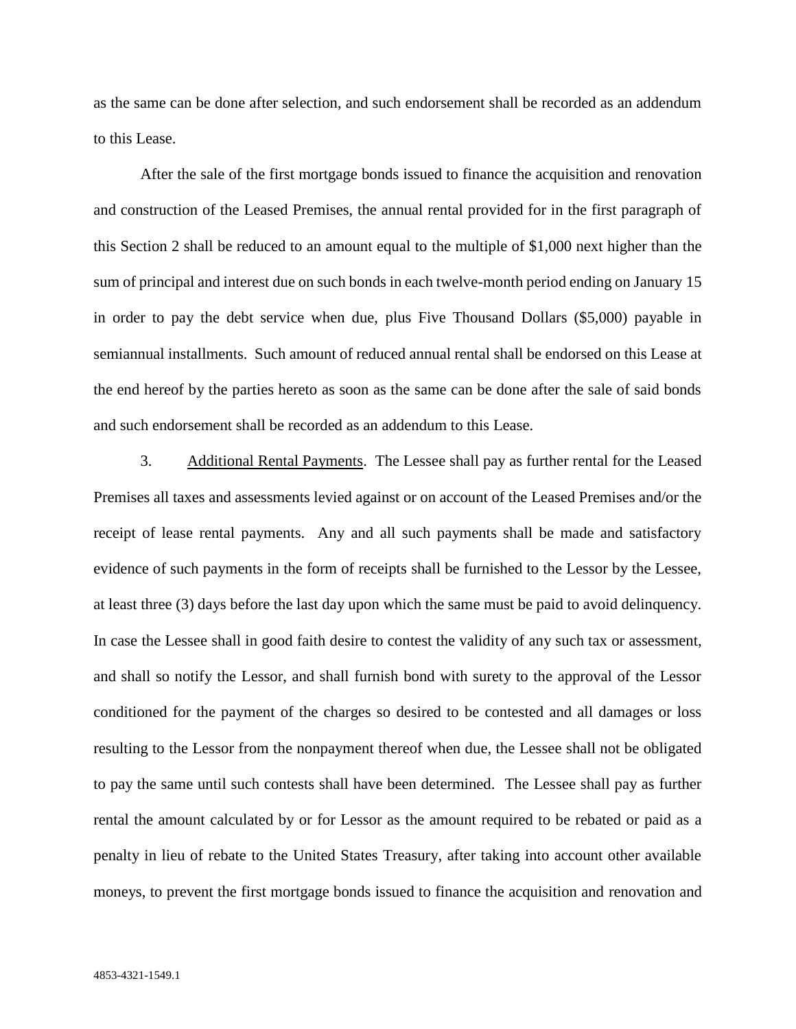as the same can be done after selection, and such endorsement shall be recorded as an addendum to this Lease.

After the sale of the first mortgage bonds issued to finance the acquisition and renovation and construction of the Leased Premises, the annual rental provided for in the first paragraph of this Section 2 shall be reduced to an amount equal to the multiple of $1,000 next higher than the sum of principal and interest due on such bonds in each twelve-month period ending on January 15 in order to pay the debt service when due, plus Five Thousand Dollars ($5,000) payable in semiannual installments. Such amount of reduced annual rental shall be endorsed on this Lease at the end hereof by the parties hereto as soon as the same can be done after the sale of said bonds and such endorsement shall be recorded as an addendum to this Lease.

3. Additional Rental Payments. The Lessee shall pay as further rental for the Leased Premises all taxes and assessments levied against or on account of the Leased Premises and/or the receipt of lease rental payments. Any and all such payments shall be made and satisfactory evidence of such payments in the form of receipts shall be furnished to the Lessor by the Lessee, at least three (3) days before the last day upon which the same must be paid to avoid delinquency. In case the Lessee shall in good faith desire to contest the validity of any such tax or assessment, and shall so notify the Lessor, and shall furnish bond with surety to the approval of the Lessor conditioned for the payment of the charges so desired to be contested and all damages or loss resulting to the Lessor from the nonpayment thereof when due, the Lessee shall not be obligated to pay the same until such contests shall have been determined. The Lessee shall pay as further rental the amount calculated by or for Lessor as the amount required to be rebated or paid as a penalty in lieu of rebate to the United States Treasury, after taking into account other available moneys, to prevent the first mortgage bonds issued to finance the acquisition and renovation and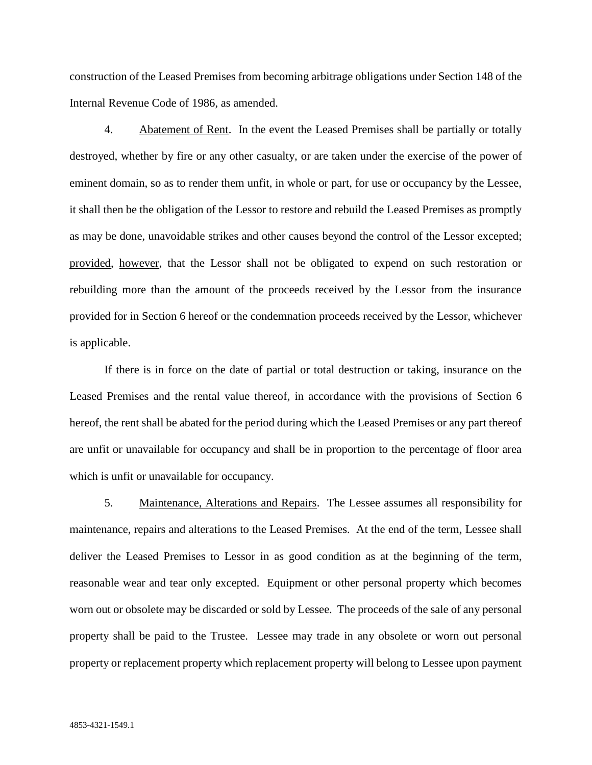construction of the Leased Premises from becoming arbitrage obligations under Section 148 of the Internal Revenue Code of 1986, as amended.

4. Abatement of Rent. In the event the Leased Premises shall be partially or totally destroyed, whether by fire or any other casualty, or are taken under the exercise of the power of eminent domain, so as to render them unfit, in whole or part, for use or occupancy by the Lessee, it shall then be the obligation of the Lessor to restore and rebuild the Leased Premises as promptly as may be done, unavoidable strikes and other causes beyond the control of the Lessor excepted; provided, however, that the Lessor shall not be obligated to expend on such restoration or rebuilding more than the amount of the proceeds received by the Lessor from the insurance provided for in Section 6 hereof or the condemnation proceeds received by the Lessor, whichever is applicable.

If there is in force on the date of partial or total destruction or taking, insurance on the Leased Premises and the rental value thereof, in accordance with the provisions of Section 6 hereof, the rent shall be abated for the period during which the Leased Premises or any part thereof are unfit or unavailable for occupancy and shall be in proportion to the percentage of floor area which is unfit or unavailable for occupancy.

5. Maintenance, Alterations and Repairs. The Lessee assumes all responsibility for maintenance, repairs and alterations to the Leased Premises. At the end of the term, Lessee shall deliver the Leased Premises to Lessor in as good condition as at the beginning of the term, reasonable wear and tear only excepted. Equipment or other personal property which becomes worn out or obsolete may be discarded or sold by Lessee. The proceeds of the sale of any personal property shall be paid to the Trustee. Lessee may trade in any obsolete or worn out personal property or replacement property which replacement property will belong to Lessee upon payment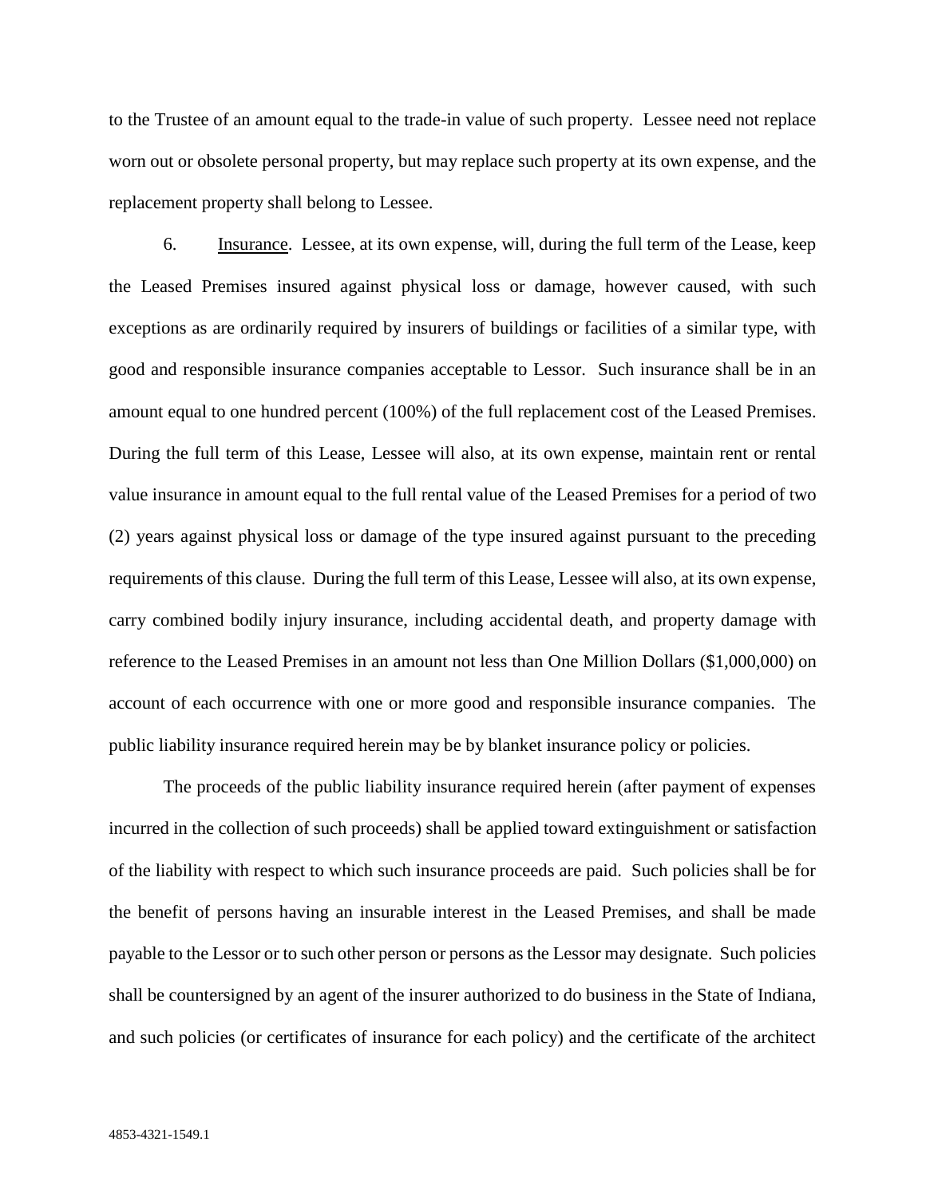to the Trustee of an amount equal to the trade-in value of such property. Lessee need not replace worn out or obsolete personal property, but may replace such property at its own expense, and the replacement property shall belong to Lessee.

6. Insurance. Lessee, at its own expense, will, during the full term of the Lease, keep the Leased Premises insured against physical loss or damage, however caused, with such exceptions as are ordinarily required by insurers of buildings or facilities of a similar type, with good and responsible insurance companies acceptable to Lessor. Such insurance shall be in an amount equal to one hundred percent (100%) of the full replacement cost of the Leased Premises. During the full term of this Lease, Lessee will also, at its own expense, maintain rent or rental value insurance in amount equal to the full rental value of the Leased Premises for a period of two (2) years against physical loss or damage of the type insured against pursuant to the preceding requirements of this clause. During the full term of this Lease, Lessee will also, at its own expense, carry combined bodily injury insurance, including accidental death, and property damage with reference to the Leased Premises in an amount not less than One Million Dollars ($1,000,000) on account of each occurrence with one or more good and responsible insurance companies. The public liability insurance required herein may be by blanket insurance policy or policies.

The proceeds of the public liability insurance required herein (after payment of expenses incurred in the collection of such proceeds) shall be applied toward extinguishment or satisfaction of the liability with respect to which such insurance proceeds are paid. Such policies shall be for the benefit of persons having an insurable interest in the Leased Premises, and shall be made payable to the Lessor or to such other person or persons as the Lessor may designate. Such policies shall be countersigned by an agent of the insurer authorized to do business in the State of Indiana, and such policies (or certificates of insurance for each policy) and the certificate of the architect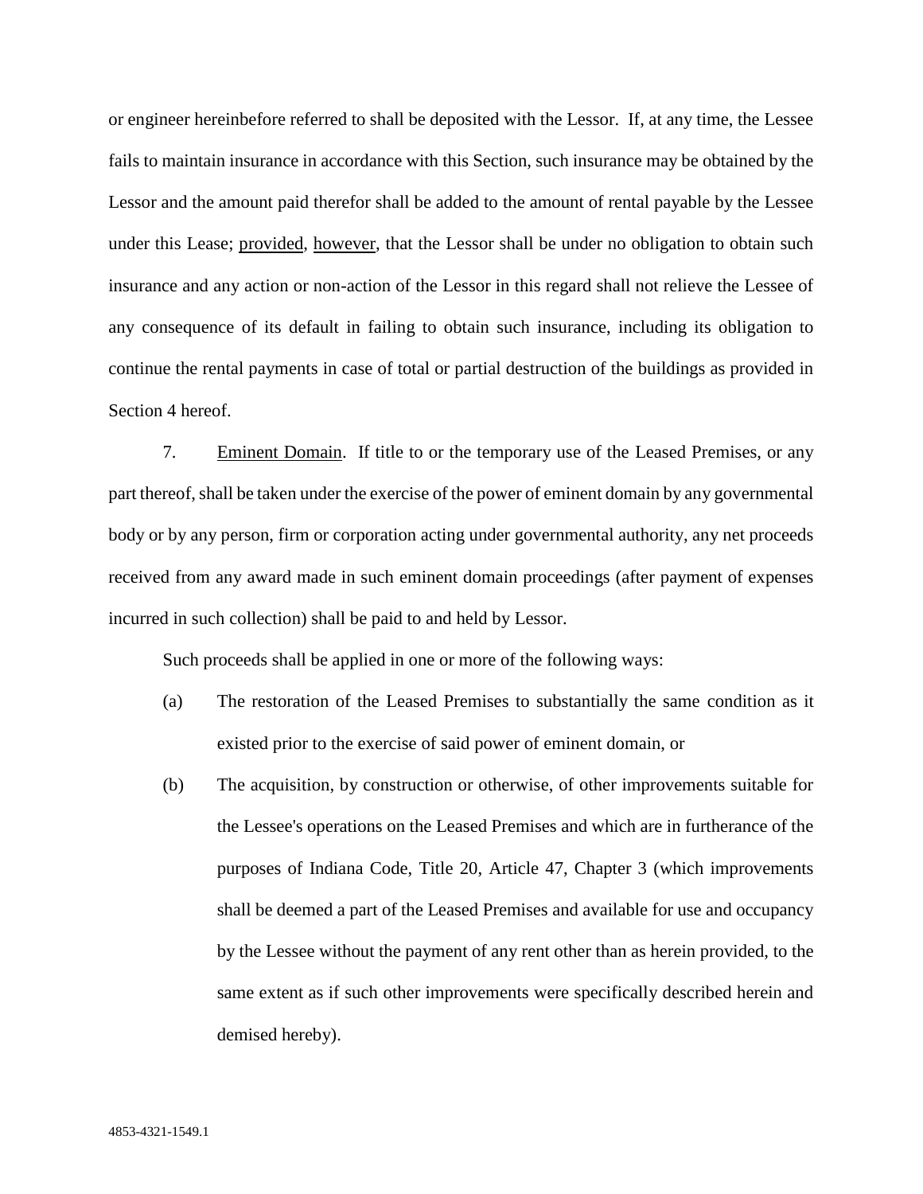or engineer hereinbefore referred to shall be deposited with the Lessor. If, at any time, the Lessee fails to maintain insurance in accordance with this Section, such insurance may be obtained by the Lessor and the amount paid therefor shall be added to the amount of rental payable by the Lessee under this Lease; provided, however, that the Lessor shall be under no obligation to obtain such insurance and any action or non-action of the Lessor in this regard shall not relieve the Lessee of any consequence of its default in failing to obtain such insurance, including its obligation to continue the rental payments in case of total or partial destruction of the buildings as provided in Section 4 hereof.

7. Eminent Domain. If title to or the temporary use of the Leased Premises, or any part thereof, shall be taken under the exercise of the power of eminent domain by any governmental body or by any person, firm or corporation acting under governmental authority, any net proceeds received from any award made in such eminent domain proceedings (after payment of expenses incurred in such collection) shall be paid to and held by Lessor.

Such proceeds shall be applied in one or more of the following ways:

(a) The restoration of the Leased Premises to substantially the same condition as it existed prior to the exercise of said power of eminent domain, or

(b) The acquisition, by construction or otherwise, of other improvements suitable for the Lessee's operations on the Leased Premises and which are in furtherance of the purposes of Indiana Code, Title 20, Article 47, Chapter 3 (which improvements shall be deemed a part of the Leased Premises and available for use and occupancy by the Lessee without the payment of any rent other than as herein provided, to the same extent as if such other improvements were specifically described herein and demised hereby).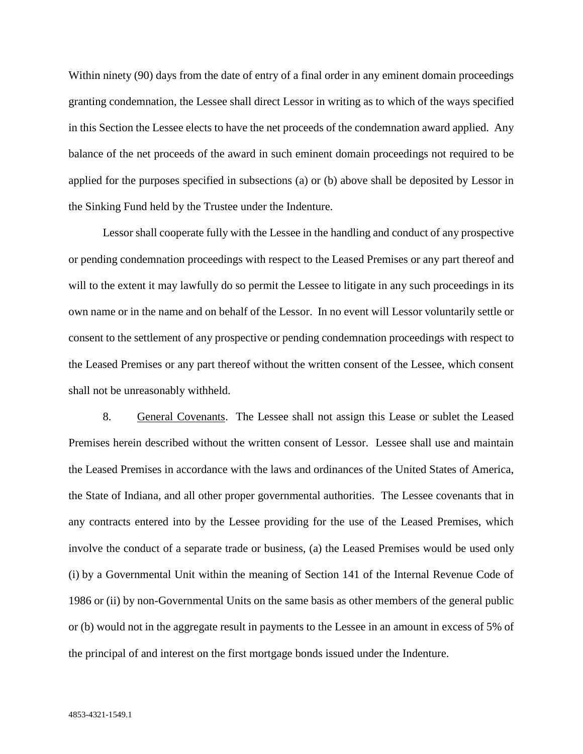Within ninety (90) days from the date of entry of a final order in any eminent domain proceedings granting condemnation, the Lessee shall direct Lessor in writing as to which of the ways specified in this Section the Lessee elects to have the net proceeds of the condemnation award applied. Any balance of the net proceeds of the award in such eminent domain proceedings not required to be applied for the purposes specified in subsections (a) or (b) above shall be deposited by Lessor in the Sinking Fund held by the Trustee under the Indenture.

Lessor shall cooperate fully with the Lessee in the handling and conduct of any prospective or pending condemnation proceedings with respect to the Leased Premises or any part thereof and will to the extent it may lawfully do so permit the Lessee to litigate in any such proceedings in its own name or in the name and on behalf of the Lessor. In no event will Lessor voluntarily settle or consent to the settlement of any prospective or pending condemnation proceedings with respect to the Leased Premises or any part thereof without the written consent of the Lessee, which consent shall not be unreasonably withheld.

8. General Covenants. The Lessee shall not assign this Lease or sublet the Leased Premises herein described without the written consent of Lessor. Lessee shall use and maintain the Leased Premises in accordance with the laws and ordinances of the United States of America, the State of Indiana, and all other proper governmental authorities. The Lessee covenants that in any contracts entered into by the Lessee providing for the use of the Leased Premises, which involve the conduct of a separate trade or business, (a) the Leased Premises would be used only (i) by a Governmental Unit within the meaning of Section 141 of the Internal Revenue Code of 1986 or (ii) by non-Governmental Units on the same basis as other members of the general public or (b) would not in the aggregate result in payments to the Lessee in an amount in excess of 5% of the principal of and interest on the first mortgage bonds issued under the Indenture.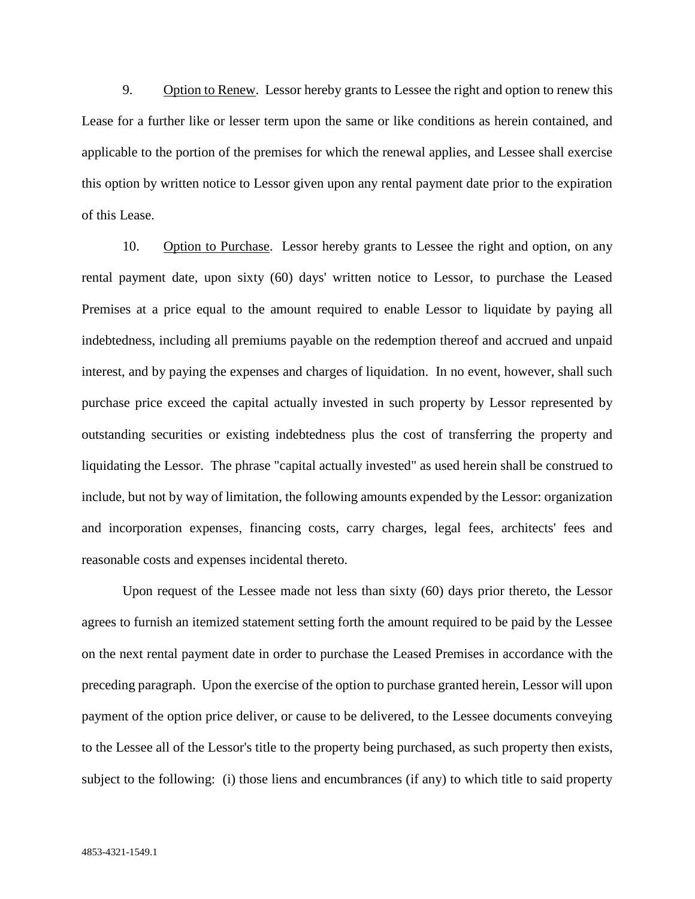9. <u>Option to Renew</u>. Lessor hereby grants to Lessee the right and option to renew this Lease for a further like or lesser term upon the same or like conditions as herein contained, and applicable to the portion of the premises for which the renewal applies, and Lessee shall exercise this option by written notice to Lessor given upon any rental payment date prior to the expiration of this Lease.

10. <u>Option to Purchase</u>. Lessor hereby grants to Lessee the right and option, on any rental payment date, upon sixty (60) days' written notice to Lessor, to purchase the Leased Premises at a price equal to the amount required to enable Lessor to liquidate by paying all indebtedness, including all premiums payable on the redemption thereof and accrued and unpaid interest, and by paying the expenses and charges of liquidation. In no event, however, shall such purchase price exceed the capital actually invested in such property by Lessor represented by outstanding securities or existing indebtedness plus the cost of transferring the property and liquidating the Lessor. The phrase "capital actually invested" as used herein shall be construed to include, but not by way of limitation, the following amounts expended by the Lessor: organization and incorporation expenses, financing costs, carry charges, legal fees, architects' fees and reasonable costs and expenses incidental thereto.

Upon request of the Lessee made not less than sixty (60) days prior thereto, the Lessor agrees to furnish an itemized statement setting forth the amount required to be paid by the Lessee on the next rental payment date in order to purchase the Leased Premises in accordance with the preceding paragraph. Upon the exercise of the option to purchase granted herein, Lessor will upon payment of the option price deliver, or cause to be delivered, to the Lessee documents conveying to the Lessee all of the Lessor's title to the property being purchased, as such property then exists, subject to the following: (i) those liens and encumbrances (if any) to which title to said property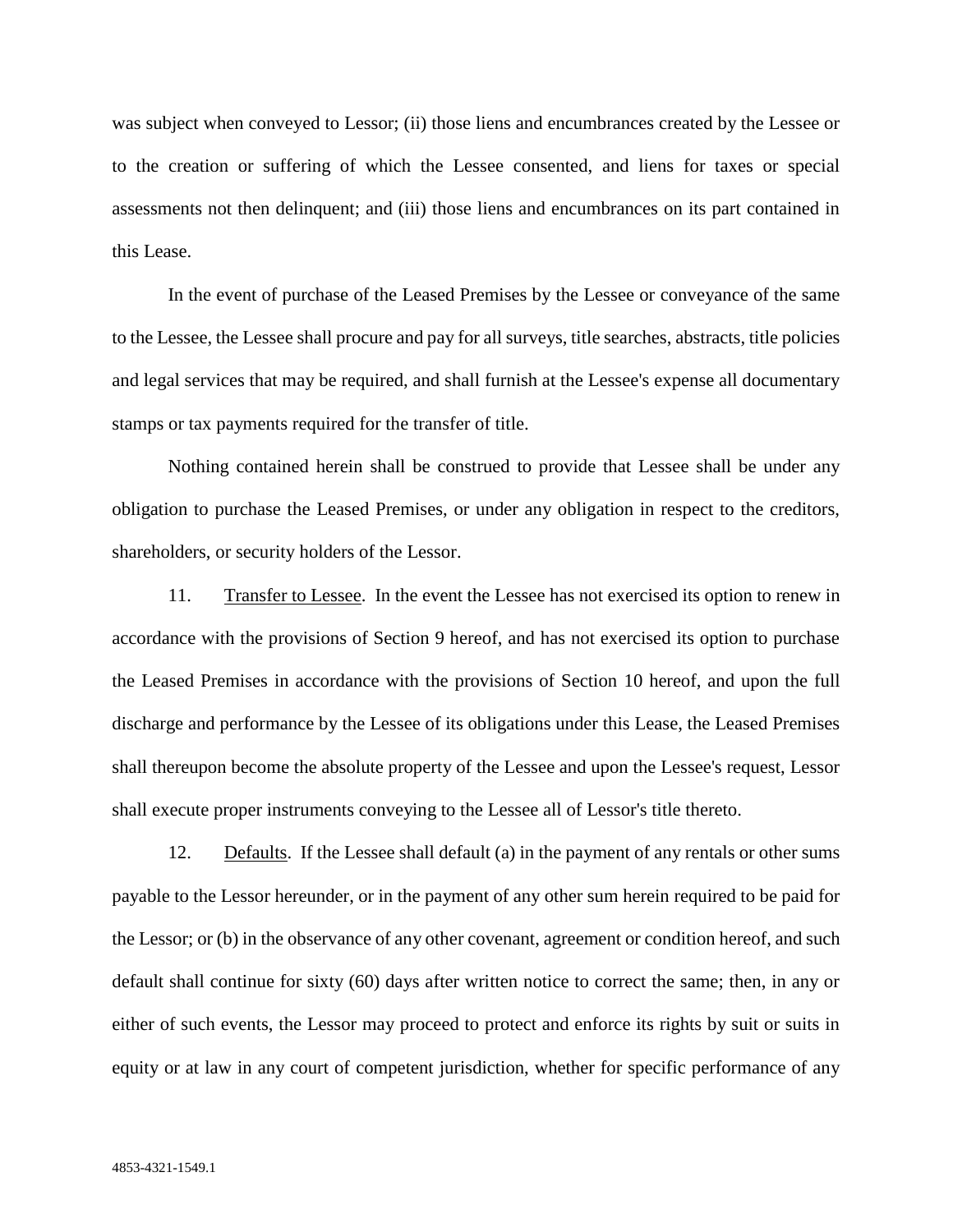was subject when conveyed to Lessor; (ii) those liens and encumbrances created by the Lessee or to the creation or suffering of which the Lessee consented, and liens for taxes or special assessments not then delinquent; and (iii) those liens and encumbrances on its part contained in this Lease.

In the event of purchase of the Leased Premises by the Lessee or conveyance of the same to the Lessee, the Lessee shall procure and pay for all surveys, title searches, abstracts, title policies and legal services that may be required, and shall furnish at the Lessee's expense all documentary stamps or tax payments required for the transfer of title.

Nothing contained herein shall be construed to provide that Lessee shall be under any obligation to purchase the Leased Premises, or under any obligation in respect to the creditors, shareholders, or security holders of the Lessor.

11. Transfer to Lessee. In the event the Lessee has not exercised its option to renew in accordance with the provisions of Section 9 hereof, and has not exercised its option to purchase the Leased Premises in accordance with the provisions of Section 10 hereof, and upon the full discharge and performance by the Lessee of its obligations under this Lease, the Leased Premises shall thereupon become the absolute property of the Lessee and upon the Lessee's request, Lessor shall execute proper instruments conveying to the Lessee all of Lessor's title thereto.

12. Defaults. If the Lessee shall default (a) in the payment of any rentals or other sums payable to the Lessor hereunder, or in the payment of any other sum herein required to be paid for the Lessor; or (b) in the observance of any other covenant, agreement or condition hereof, and such default shall continue for sixty (60) days after written notice to correct the same; then, in any or either of such events, the Lessor may proceed to protect and enforce its rights by suit or suits in equity or at law in any court of competent jurisdiction, whether for specific performance of any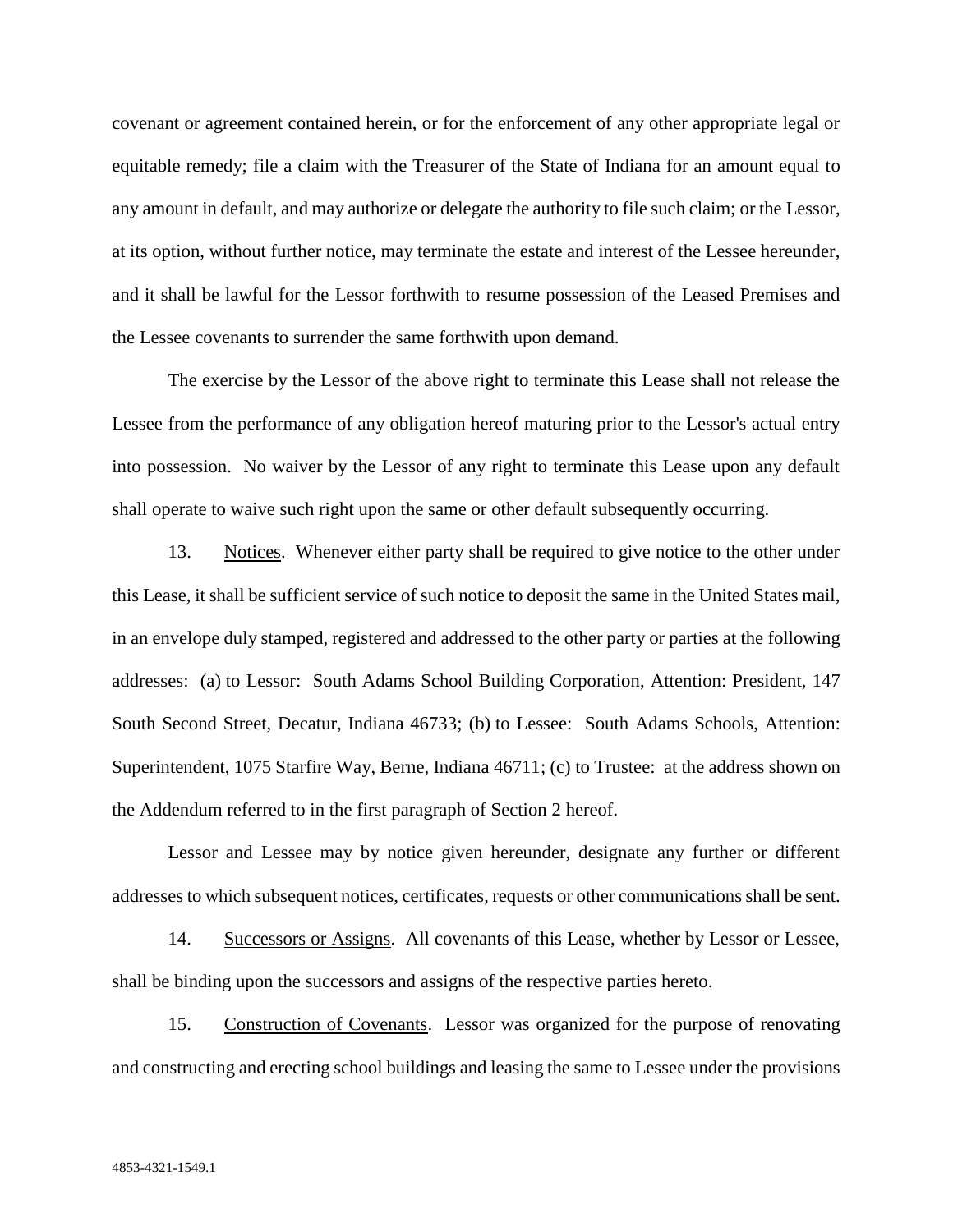covenant or agreement contained herein, or for the enforcement of any other appropriate legal or equitable remedy; file a claim with the Treasurer of the State of Indiana for an amount equal to any amount in default, and may authorize or delegate the authority to file such claim; or the Lessor, at its option, without further notice, may terminate the estate and interest of the Lessee hereunder, and it shall be lawful for the Lessor forthwith to resume possession of the Leased Premises and the Lessee covenants to surrender the same forthwith upon demand.

The exercise by the Lessor of the above right to terminate this Lease shall not release the Lessee from the performance of any obligation hereof maturing prior to the Lessor's actual entry into possession. No waiver by the Lessor of any right to terminate this Lease upon any default shall operate to waive such right upon the same or other default subsequently occurring.

13. Notices. Whenever either party shall be required to give notice to the other under this Lease, it shall be sufficient service of such notice to deposit the same in the United States mail, in an envelope duly stamped, registered and addressed to the other party or parties at the following addresses: (a) to Lessor: South Adams School Building Corporation, Attention: President, 147 South Second Street, Decatur, Indiana 46733; (b) to Lessee: South Adams Schools, Attention: Superintendent, 1075 Starfire Way, Berne, Indiana 46711; (c) to Trustee: at the address shown on the Addendum referred to in the first paragraph of Section 2 hereof.

Lessor and Lessee may by notice given hereunder, designate any further or different addresses to which subsequent notices, certificates, requests or other communications shall be sent.

14. Successors or Assigns. All covenants of this Lease, whether by Lessor or Lessee, shall be binding upon the successors and assigns of the respective parties hereto.

15. Construction of Covenants. Lessor was organized for the purpose of renovating and constructing and erecting school buildings and leasing the same to Lessee under the provisions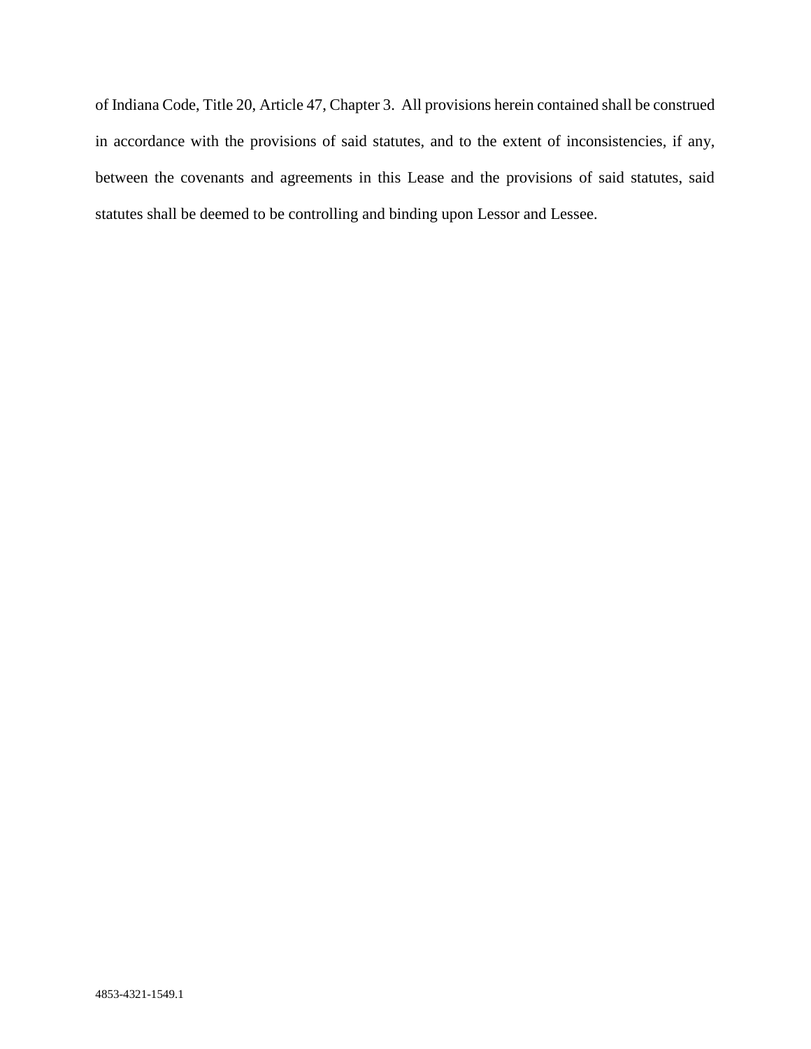of Indiana Code, Title 20, Article 47, Chapter 3. All provisions herein contained shall be construed in accordance with the provisions of said statutes, and to the extent of inconsistencies, if any, between the covenants and agreements in this Lease and the provisions of said statutes, said statutes shall be deemed to be controlling and binding upon Lessor and Lessee.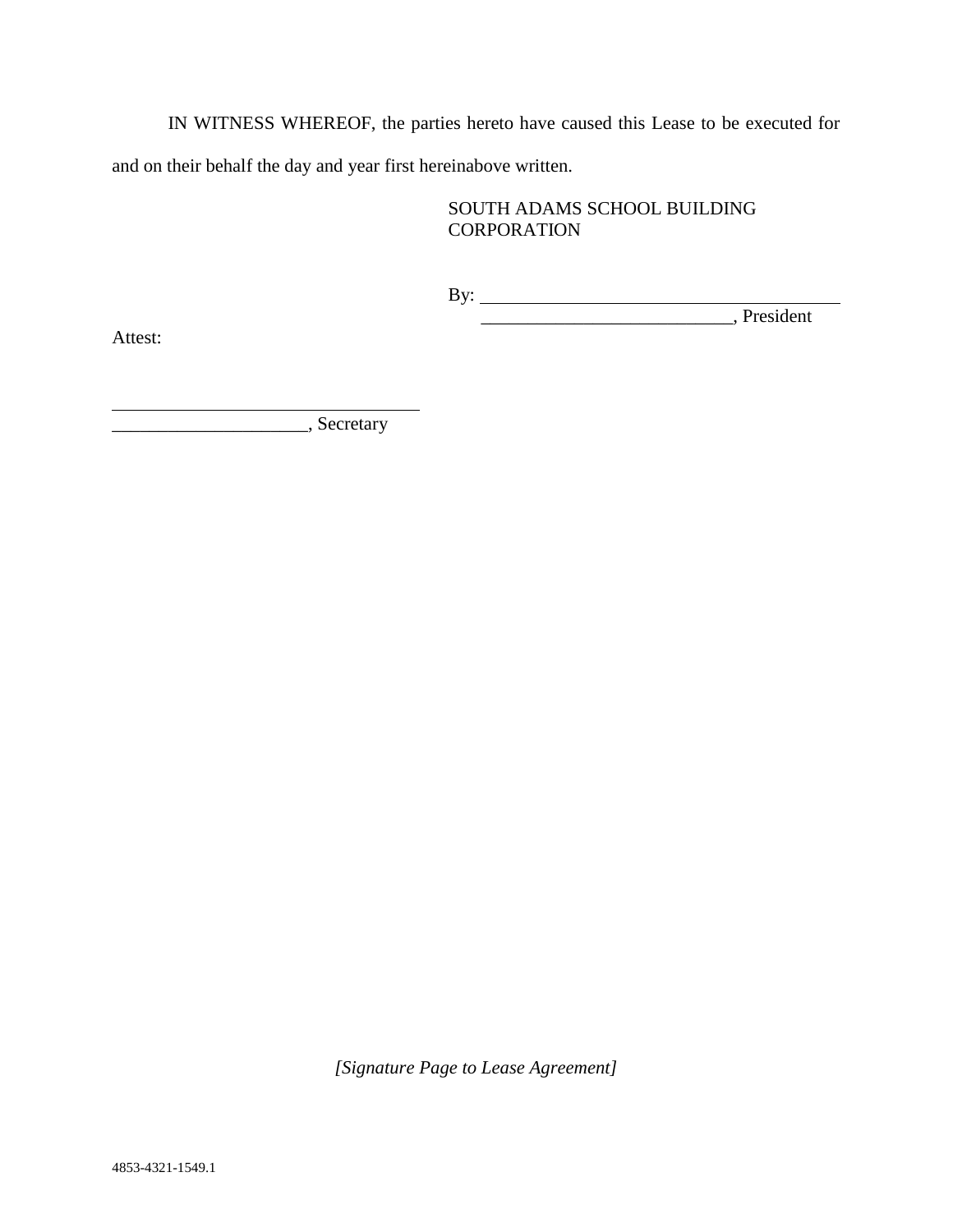IN WITNESS WHEREOF, the parties hereto have caused this Lease to be executed for and on their behalf the day and year first hereinabove written.

SOUTH ADAMS SCHOOL BUILDING CORPORATION

By: ________________________________________
___________________________, President

Attest:

________________________________
_____________________, Secretary

*[Signature Page to Lease Agreement]*

4853-4321-1549.1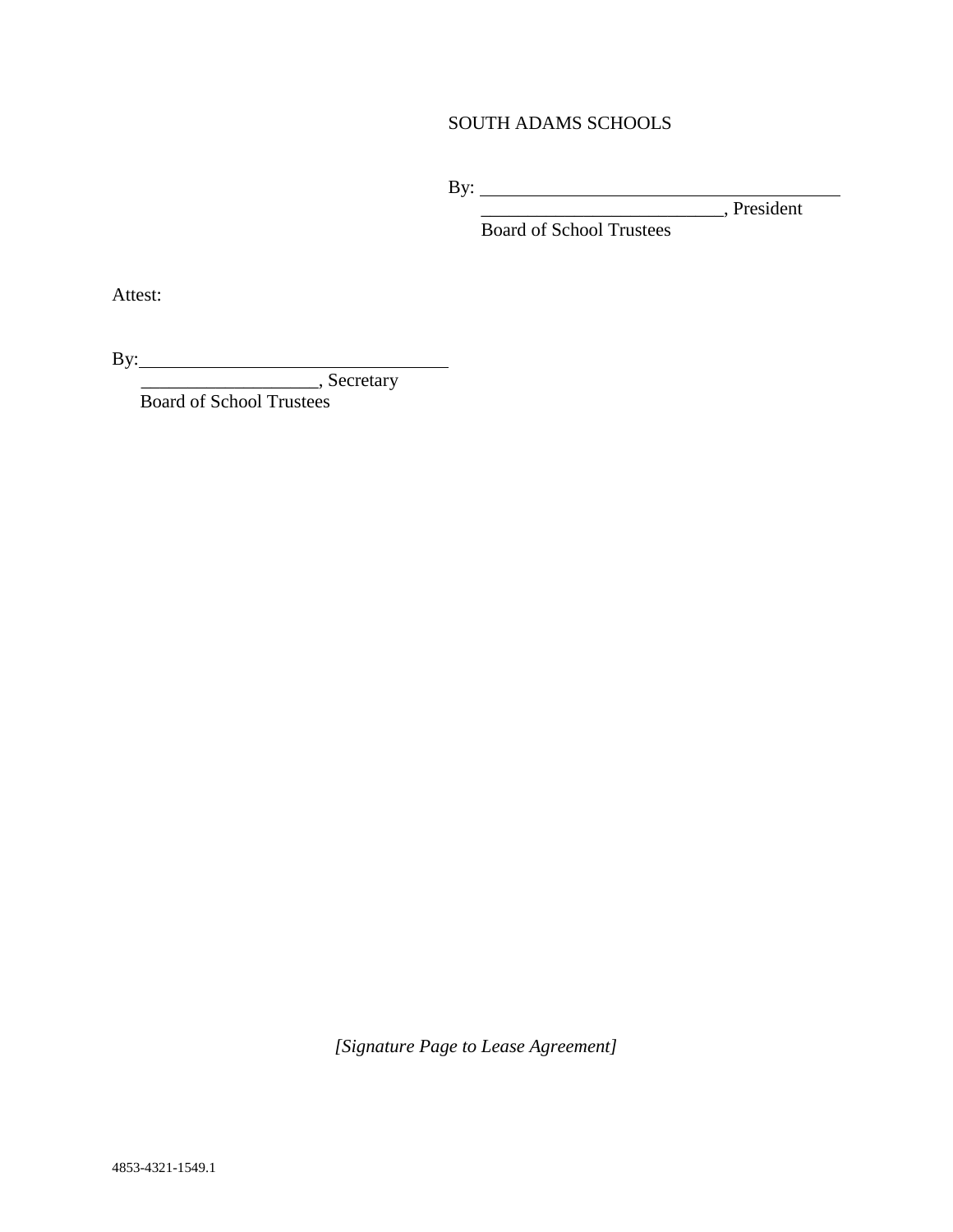SOUTH ADAMS SCHOOLS

By: ________________________________________
__________________________, President
Board of School Trustees

Attest:

By: ________________________________
___________________, Secretary
Board of School Trustees

*[Signature Page to Lease Agreement]*

4853-4321-1549.1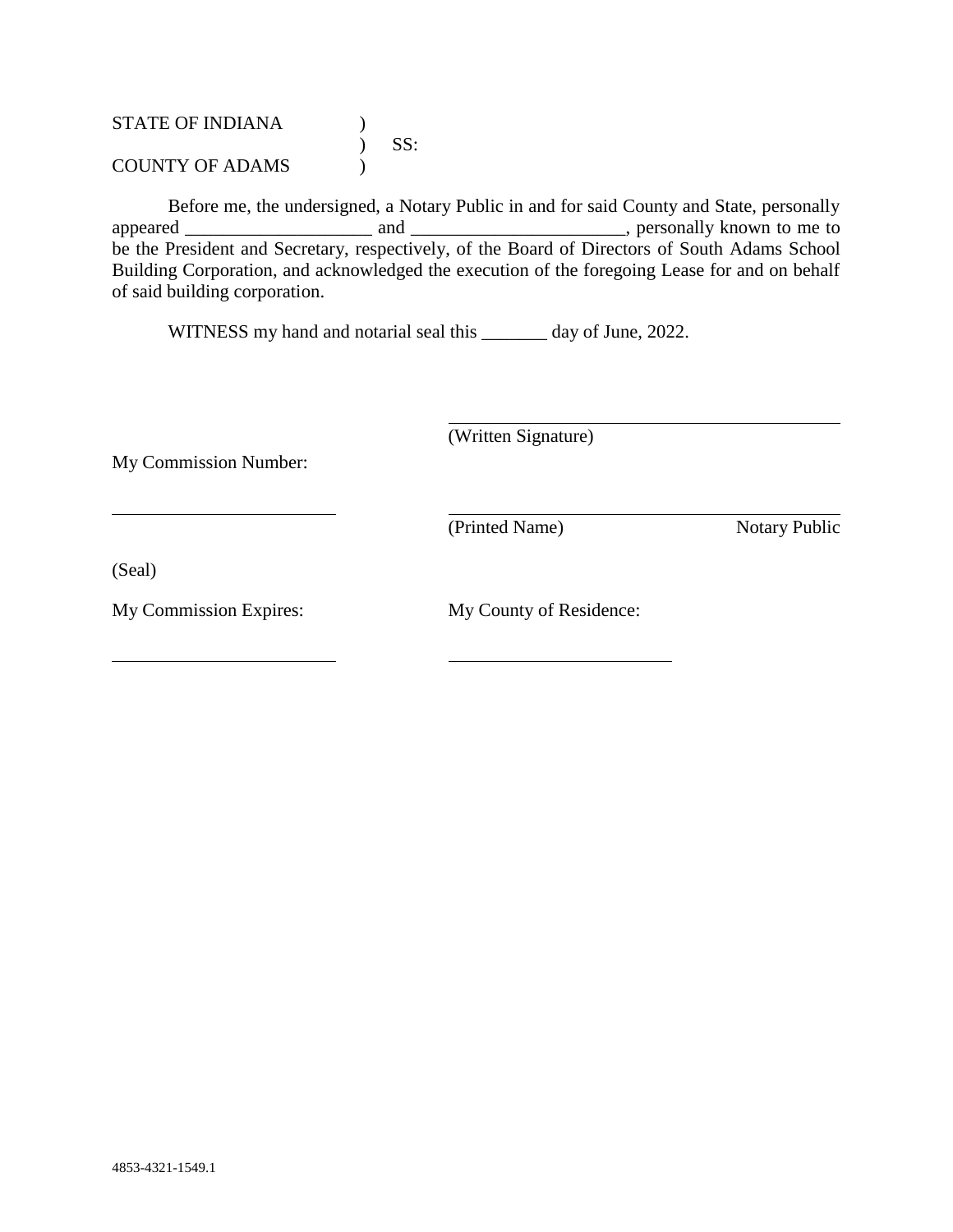STATE OF INDIANA )
) SS:
COUNTY OF ADAMS )

Before me, the undersigned, a Notary Public in and for said County and State, personally appeared ____________________ and _______________________, personally known to me to be the President and Secretary, respectively, of the Board of Directors of South Adams School Building Corporation, and acknowledged the execution of the foregoing Lease for and on behalf of said building corporation.

WITNESS my hand and notarial seal this _______ day of June, 2022.

_____________________________________
(Written Signature)

My Commission Number:

_________________________

_____________________________________
(Printed Name) Notary Public

(Seal)

My Commission Expires:

_________________________

My County of Residence:

_________________________

4853-4321-1549.1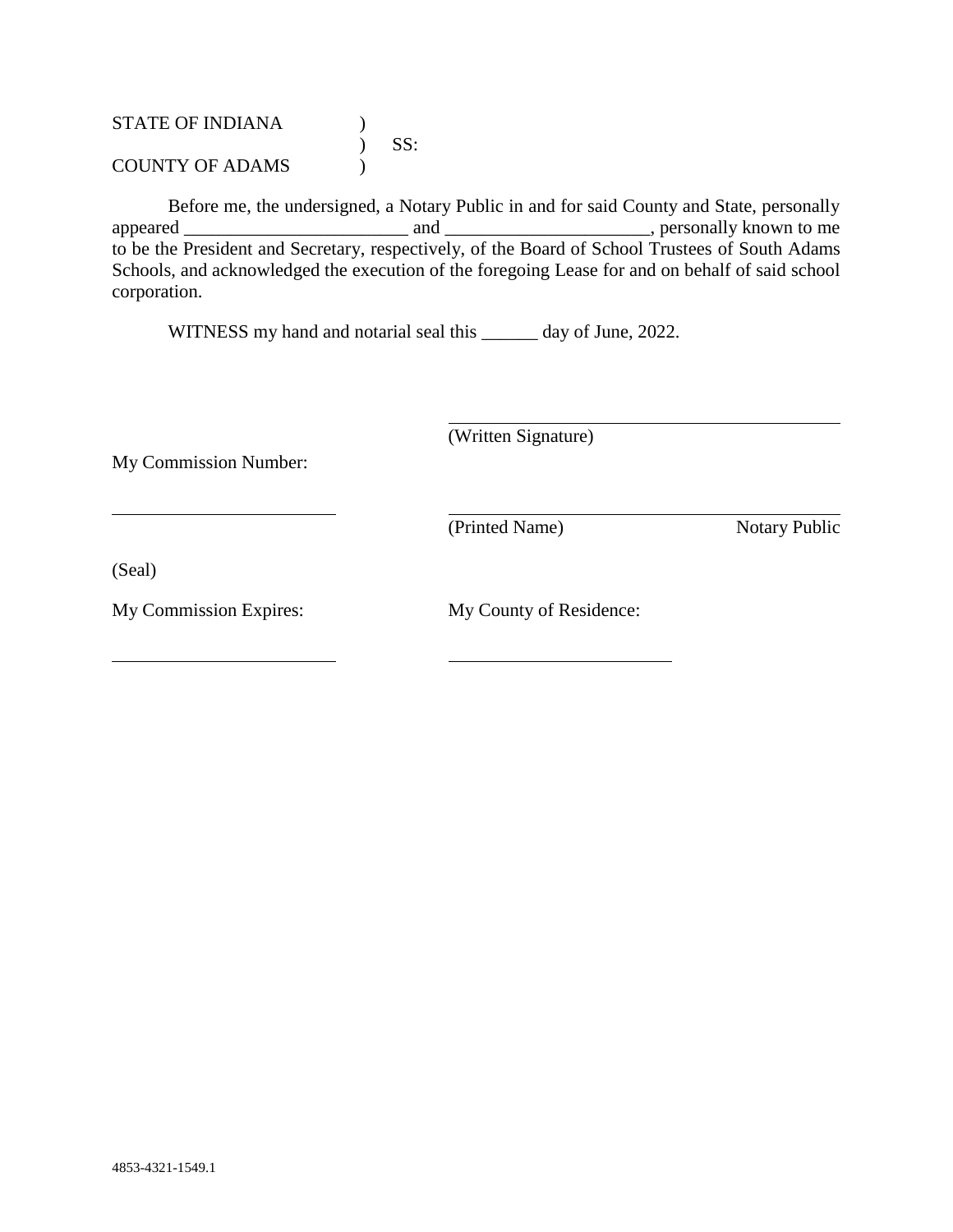STATE OF INDIANA )
) SS:
COUNTY OF ADAMS )

Before me, the undersigned, a Notary Public in and for said County and State, personally appeared ________________________ and ______________________, personally known to me to be the President and Secretary, respectively, of the Board of School Trustees of South Adams Schools, and acknowledged the execution of the foregoing Lease for and on behalf of said school corporation.

WITNESS my hand and notarial seal this ______ day of June, 2022.

____________________________________________
(Written Signature)

My Commission Number:

________________________

____________________________________________
(Printed Name) Notary Public

(Seal)

My Commission Expires: ________________________

My County of Residence: ________________________

4853-4321-1549.1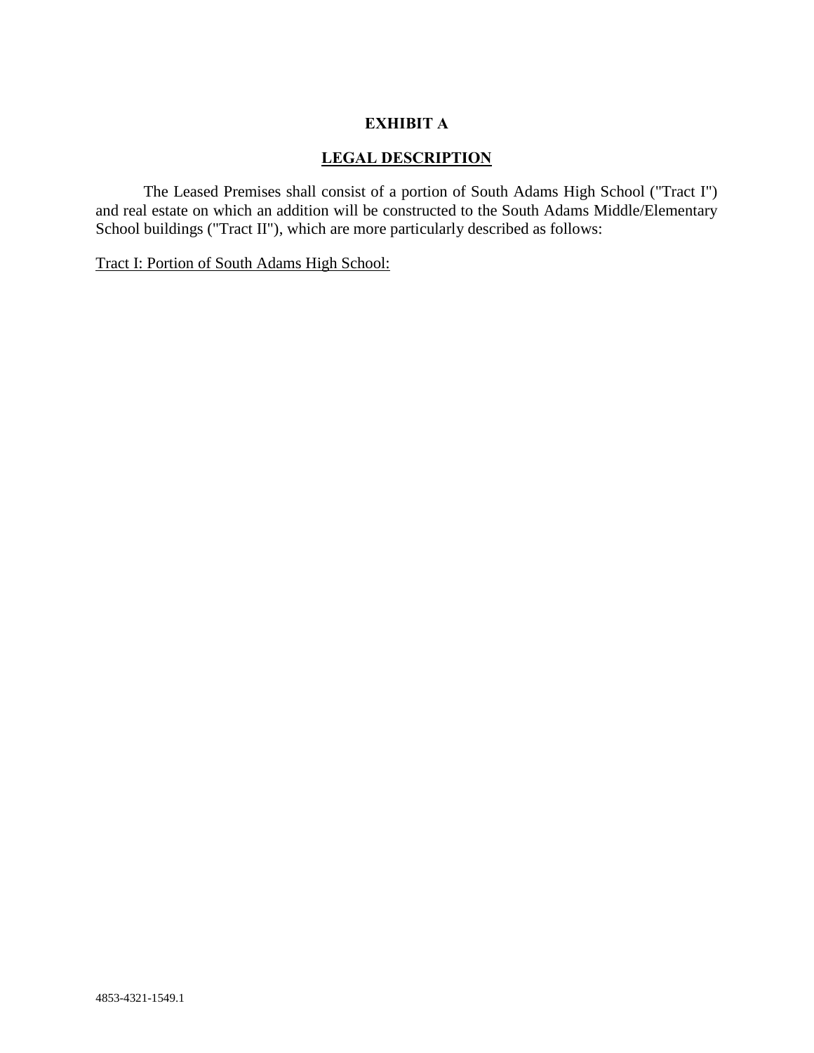# EXHIBIT A

## LEGAL DESCRIPTION

The Leased Premises shall consist of a portion of South Adams High School ("Tract I") and real estate on which an addition will be constructed to the South Adams Middle/Elementary School buildings ("Tract II"), which are more particularly described as follows:

Tract I: Portion of South Adams High School:

4853-4321-1549.1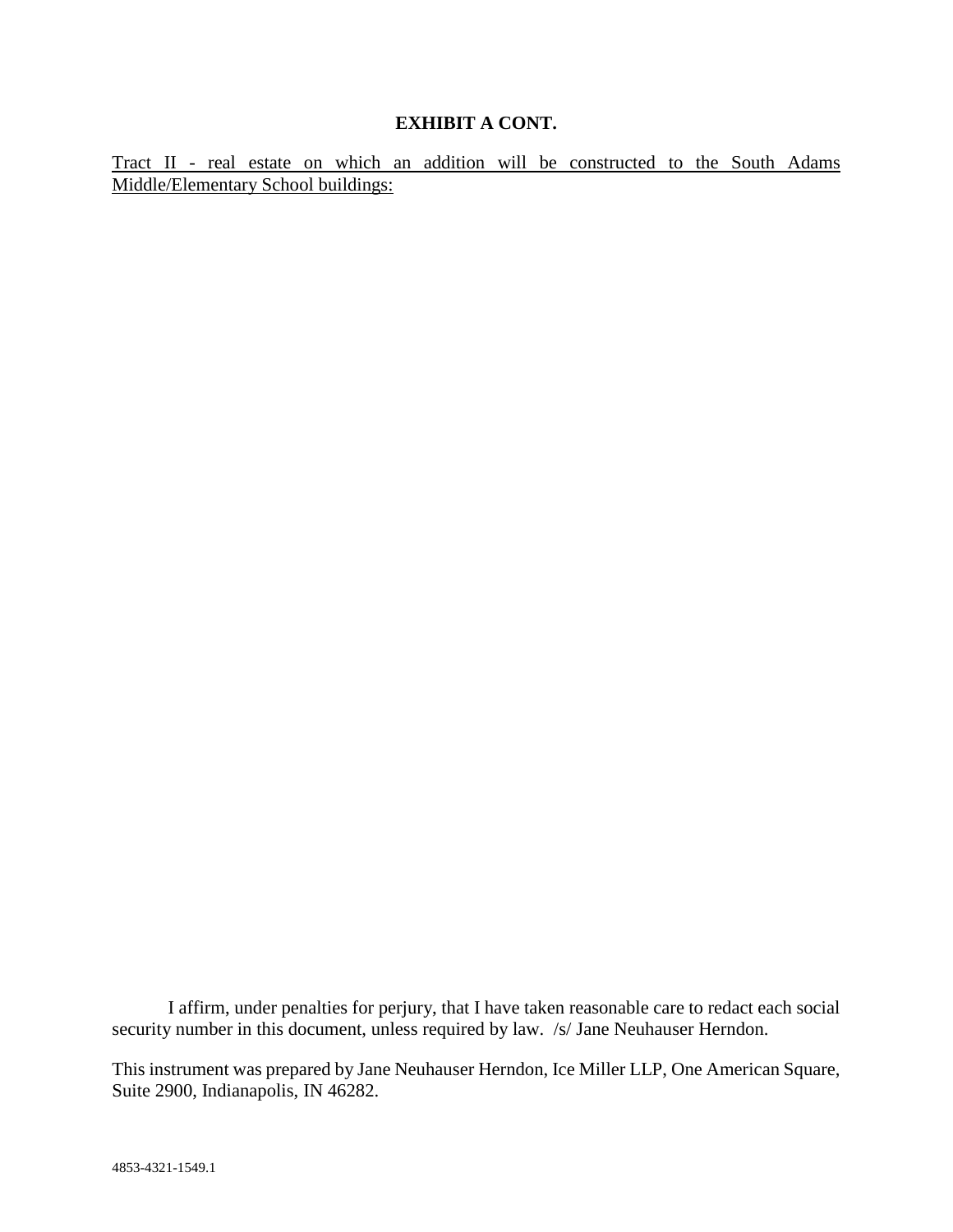**EXHIBIT A CONT.**

Tract II - real estate on which an addition will be constructed to the South Adams Middle/Elementary School buildings:

I affirm, under penalties for perjury, that I have taken reasonable care to redact each social security number in this document, unless required by law. /s/ Jane Neuhauser Herndon.

This instrument was prepared by Jane Neuhauser Herndon, Ice Miller LLP, One American Square, Suite 2900, Indianapolis, IN 46282.

4853-4321-1549.1